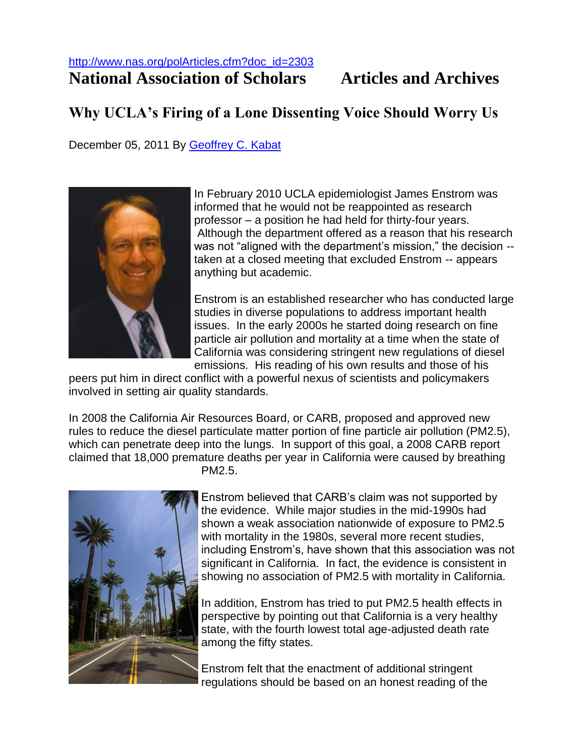http://www.nas.org/polArticles.cfm?doc_id=2303

# National Association of Scholars    Articles and Archives

## Why UCLA's Firing of a Lone Dissenting Voice Should Worry Us

December 05, 2011 By Geoffrey C. Kabat

In February 2010 UCLA epidemiologist James Enstrom was informed that he would not be reappointed as research professor – a position he had held for thirty-four years. Although the department offered as a reason that his research was not "aligned with the department's mission," the decision -- taken at a closed meeting that excluded Enstrom -- appears anything but academic.

Enstrom is an established researcher who has conducted large studies in diverse populations to address important health issues. In the early 2000s he started doing research on fine particle air pollution and mortality at a time when the state of California was considering stringent new regulations of diesel emissions. His reading of his own results and those of his peers put him in direct conflict with a powerful nexus of scientists and policymakers involved in setting air quality standards.

In 2008 the California Air Resources Board, or CARB, proposed and approved new rules to reduce the diesel particulate matter portion of fine particle air pollution (PM2.5), which can penetrate deep into the lungs. In support of this goal, a 2008 CARB report claimed that 18,000 premature deaths per year in California were caused by breathing PM2.5.

Enstrom believed that CARB's claim was not supported by the evidence. While major studies in the mid-1990s had shown a weak association nationwide of exposure to PM2.5 with mortality in the 1980s, several more recent studies, including Enstrom's, have shown that this association was not significant in California. In fact, the evidence is consistent in showing no association of PM2.5 with mortality in California.

In addition, Enstrom has tried to put PM2.5 health effects in perspective by pointing out that California is a very healthy state, with the fourth lowest total age-adjusted death rate among the fifty states.

Enstrom felt that the enactment of additional stringent regulations should be based on an honest reading of the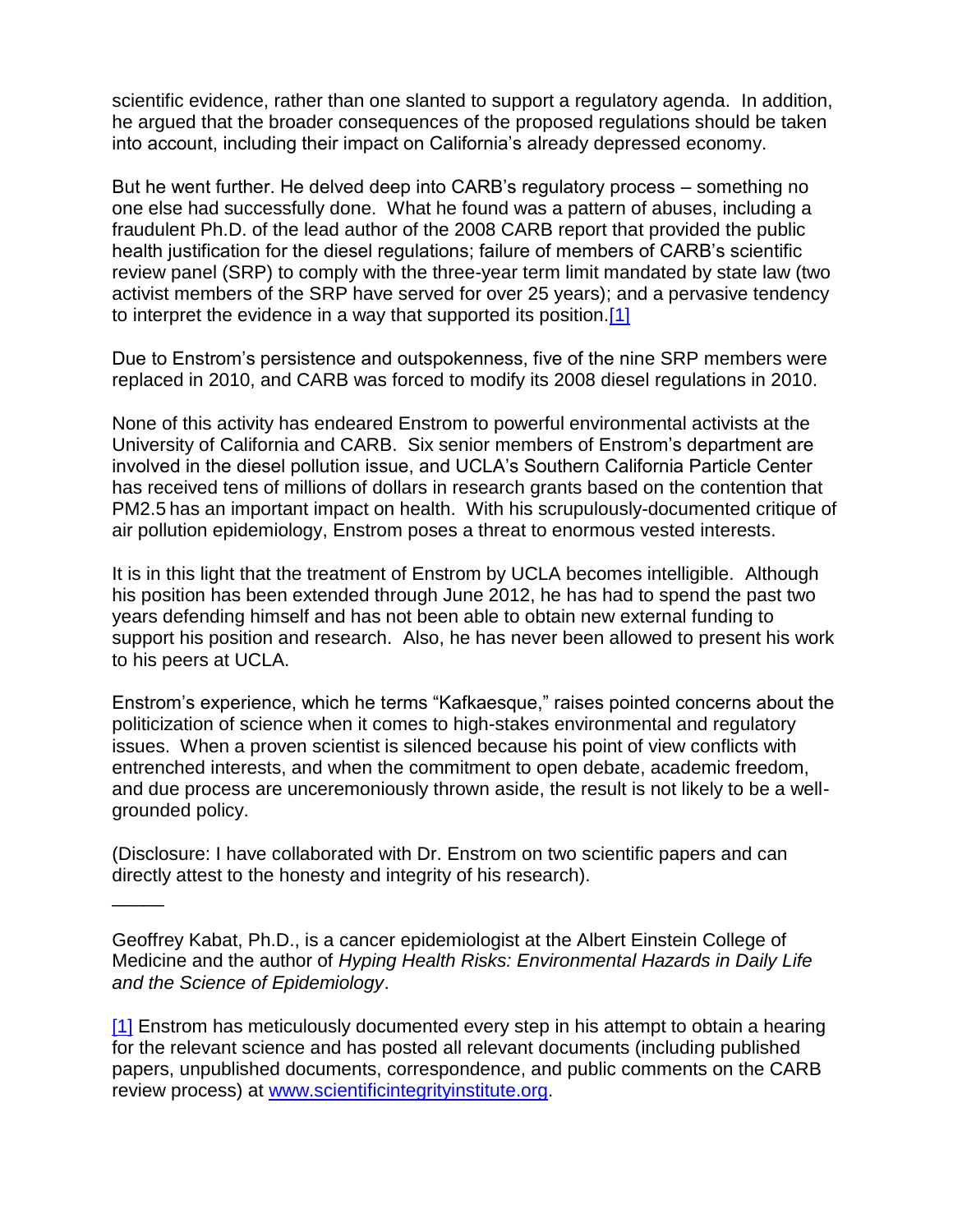scientific evidence, rather than one slanted to support a regulatory agenda. In addition, he argued that the broader consequences of the proposed regulations should be taken into account, including their impact on California's already depressed economy.

But he went further. He delved deep into CARB's regulatory process – something no one else had successfully done. What he found was a pattern of abuses, including a fraudulent Ph.D. of the lead author of the 2008 CARB report that provided the public health justification for the diesel regulations; failure of members of CARB's scientific review panel (SRP) to comply with the three-year term limit mandated by state law (two activist members of the SRP have served for over 25 years); and a pervasive tendency to interpret the evidence in a way that supported its position.[1]

Due to Enstrom's persistence and outspokenness, five of the nine SRP members were replaced in 2010, and CARB was forced to modify its 2008 diesel regulations in 2010.

None of this activity has endeared Enstrom to powerful environmental activists at the University of California and CARB. Six senior members of Enstrom's department are involved in the diesel pollution issue, and UCLA's Southern California Particle Center has received tens of millions of dollars in research grants based on the contention that PM2.5 has an important impact on health. With his scrupulously-documented critique of air pollution epidemiology, Enstrom poses a threat to enormous vested interests.

It is in this light that the treatment of Enstrom by UCLA becomes intelligible. Although his position has been extended through June 2012, he has had to spend the past two years defending himself and has not been able to obtain new external funding to support his position and research. Also, he has never been allowed to present his work to his peers at UCLA.

Enstrom's experience, which he terms "Kafkaesque," raises pointed concerns about the politicization of science when it comes to high-stakes environmental and regulatory issues. When a proven scientist is silenced because his point of view conflicts with entrenched interests, and when the commitment to open debate, academic freedom, and due process are unceremoniously thrown aside, the result is not likely to be a well-grounded policy.

(Disclosure: I have collaborated with Dr. Enstrom on two scientific papers and can directly attest to the honesty and integrity of his research).

\_\_\_\_\_

Geoffrey Kabat, Ph.D., is a cancer epidemiologist at the Albert Einstein College of Medicine and the author of *Hyping Health Risks: Environmental Hazards in Daily Life and the Science of Epidemiology*.

[1] Enstrom has meticulously documented every step in his attempt to obtain a hearing for the relevant science and has posted all relevant documents (including published papers, unpublished documents, correspondence, and public comments on the CARB review process) at www.scientificintegrityinstitute.org.